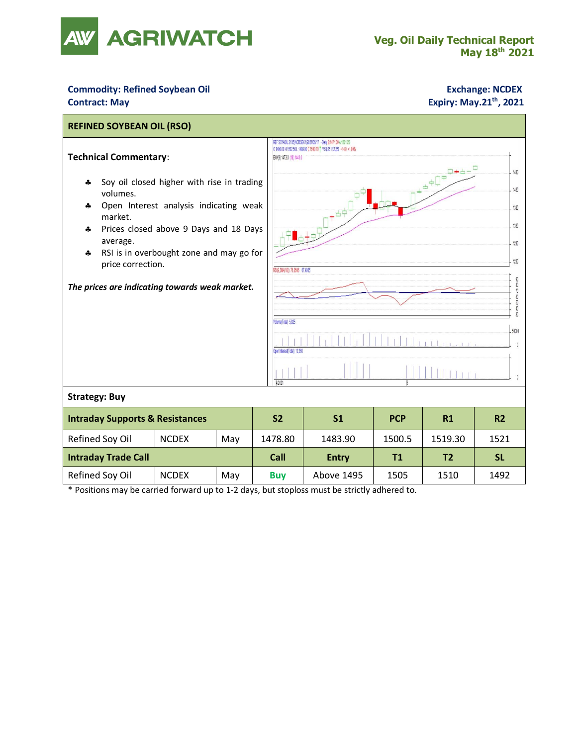# Veg. Oil Daily Technical Report
## May 18th 2021

**Commodity: Refined Soybean Oil**
**Contract: May**

**Exchange: NCDEX**
**Expiry: May.21th, 2021**

## REFINED SOYBEAN OIL (RSO)

**Technical Commentary**:

- Soy oil closed higher with rise in trading volumes.
- Open Interest analysis indicating weak market.
- Prices closed above 9 Days and 18 Days average.
- RSI is in overbought zone and may go for price correction.

*The prices are indicating towards weak market.*

**Strategy: Buy**

| Intraday Supports & Resistances | | | S2 | S1 | PCP | R1 | R2 |
|---|---|---|---|---|---|---|---|
| Refined Soy Oil | NCDEX | May | 1478.80 | 1483.90 | 1500.5 | 1519.30 | 1521 |
| **Intraday Trade Call** | | | **Call** | **Entry** | **T1** | **T2** | **SL** |
| Refined Soy Oil | NCDEX | May | **Buy** | Above 1495 | 1505 | 1510 | 1492 |

* Positions may be carried forward up to 1-2 days, but stoploss must be strictly adhered to.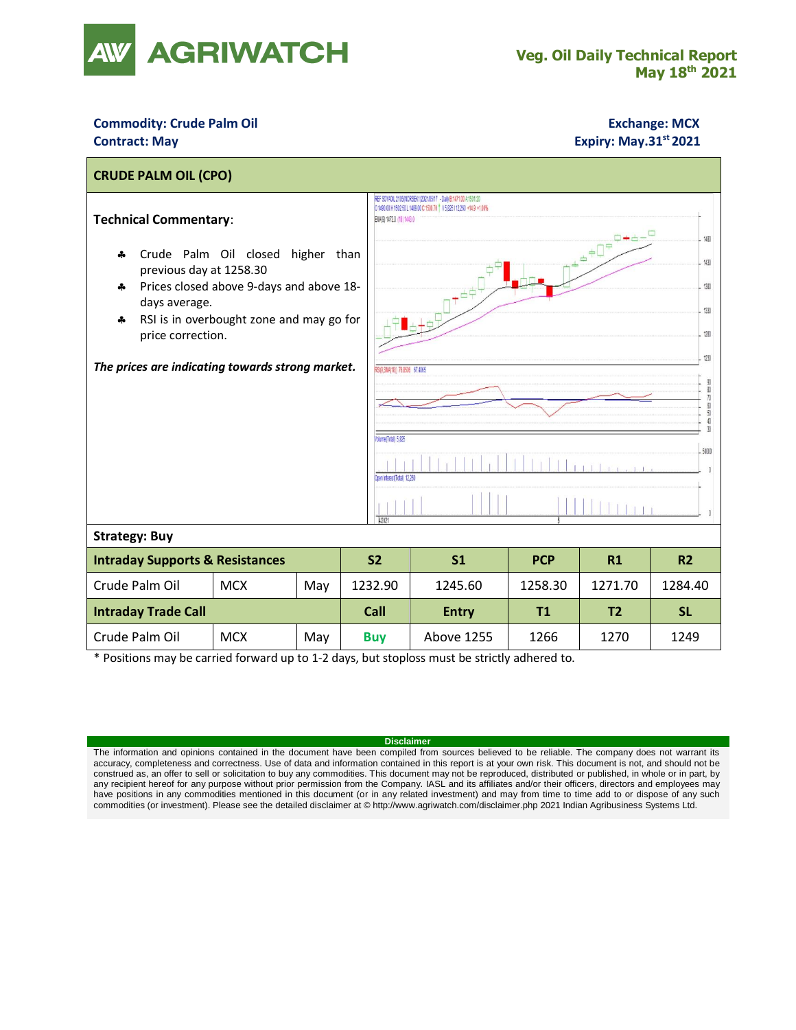# AGRIWATCH

**Veg. Oil Daily Technical Report**
**May 18th 2021**

**Commodity: Crude Palm Oil**
**Contract: May**

**Exchange: MCX**
**Expiry: May.31st 2021**

## CRUDE PALM OIL (CPO)

**Technical Commentary**:

- ♣ Crude Palm Oil closed higher than previous day at 1258.30
- ♣ Prices closed above 9-days and above 18-days average.
- ♣ RSI is in overbought zone and may go for price correction.

***The prices are indicating towards strong market.***

**Strategy: Buy**

| **Intraday Supports & Resistances** | | | **S2** | **S1** | **PCP** | **R1** | **R2** |
|---|---|---|---|---|---|---|---|
| Crude Palm Oil | MCX | May | 1232.90 | 1245.60 | 1258.30 | 1271.70 | 1284.40 |
| **Intraday Trade Call** | | | **Call** | **Entry** | **T1** | **T2** | **SL** |
| Crude Palm Oil | MCX | May | **Buy** | Above 1255 | 1266 | 1270 | 1249 |

\* Positions may be carried forward up to 1-2 days, but stoploss must be strictly adhered to.

**Disclaimer**

The information and opinions contained in the document have been compiled from sources believed to be reliable. The company does not warrant its accuracy, completeness and correctness. Use of data and information contained in this report is at your own risk. This document is not, and should not be construed as, an offer to sell or solicitation to buy any commodities. This document may not be reproduced, distributed or published, in whole or in part, by any recipient hereof for any purpose without prior permission from the Company. IASL and its affiliates and/or their officers, directors and employees may have positions in any commodities mentioned in this document (or in any related investment) and may from time to time add to or dispose of any such commodities (or investment). Please see the detailed disclaimer at © http://www.agriwatch.com/disclaimer.php 2021 Indian Agribusiness Systems Ltd.